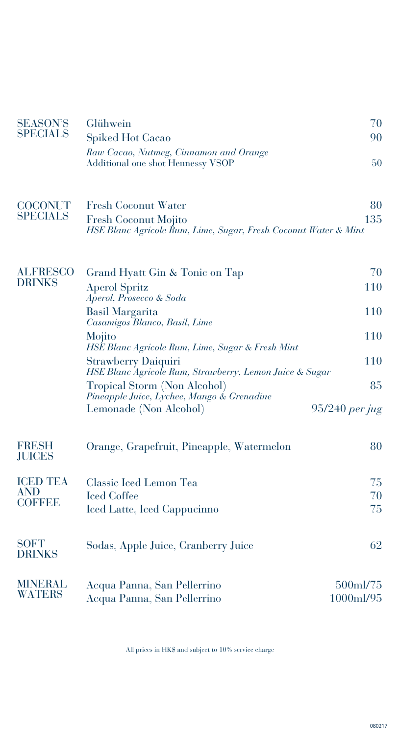## SEASON'S SPECIALS

| Item | Price |
|---|---|
| Glühwein | 70 |
| Spiked Hot Cacao<br>*Raw Cacao, Nutmeg, Cinnamon and Orange* | 90 |
| Additional one shot Hennessy VSOP | 50 |

## COCONUT SPECIALS

| Item | Price |
|---|---|
| Fresh Coconut Water | 80 |
| Fresh Coconut Mojito<br>*HSE Blanc Agricole Rum, Lime, Sugar, Fresh Coconut Water & Mint* | 135 |

## ALFRESCO DRINKS

| Item | Price |
|---|---|
| Grand Hyatt Gin & Tonic on Tap | 70 |
| Aperol Spritz<br>*Aperol, Prosecco & Soda* | 110 |
| Basil Margarita<br>*Casamigos Blanco, Basil, Lime* | 110 |
| Mojito<br>*HSE Blanc Agricole Rum, Lime, Sugar & Fresh Mint* | 110 |
| Strawberry Daiquiri<br>*HSE Blanc Agricole Rum, Strawberry, Lemon Juice & Sugar* | 110 |
| Tropical Storm (Non Alcohol)<br>*Pineapple Juice, Lychee, Mango & Grenadine* | 85 |
| Lemonade (Non Alcohol) | 95/240 *per jug* |

## FRESH JUICES

| Item | Price |
|---|---|
| Orange, Grapefruit, Pineapple, Watermelon | 80 |

## ICED TEA AND COFFEE

| Item | Price |
|---|---|
| Classic Iced Lemon Tea | 75 |
| Iced Coffee | 70 |
| Iced Latte, Iced Cappucinno | 75 |

## SOFT DRINKS

| Item | Price |
|---|---|
| Sodas, Apple Juice, Cranberry Juice | 62 |

## MINERAL WATERS

| Item | Price |
|---|---|
| Acqua Panna, San Pellerrino | 500ml/75 |
| Acqua Panna, San Pellerrino | 1000ml/95 |

All prices in HK$ and subject to 10% service charge

080217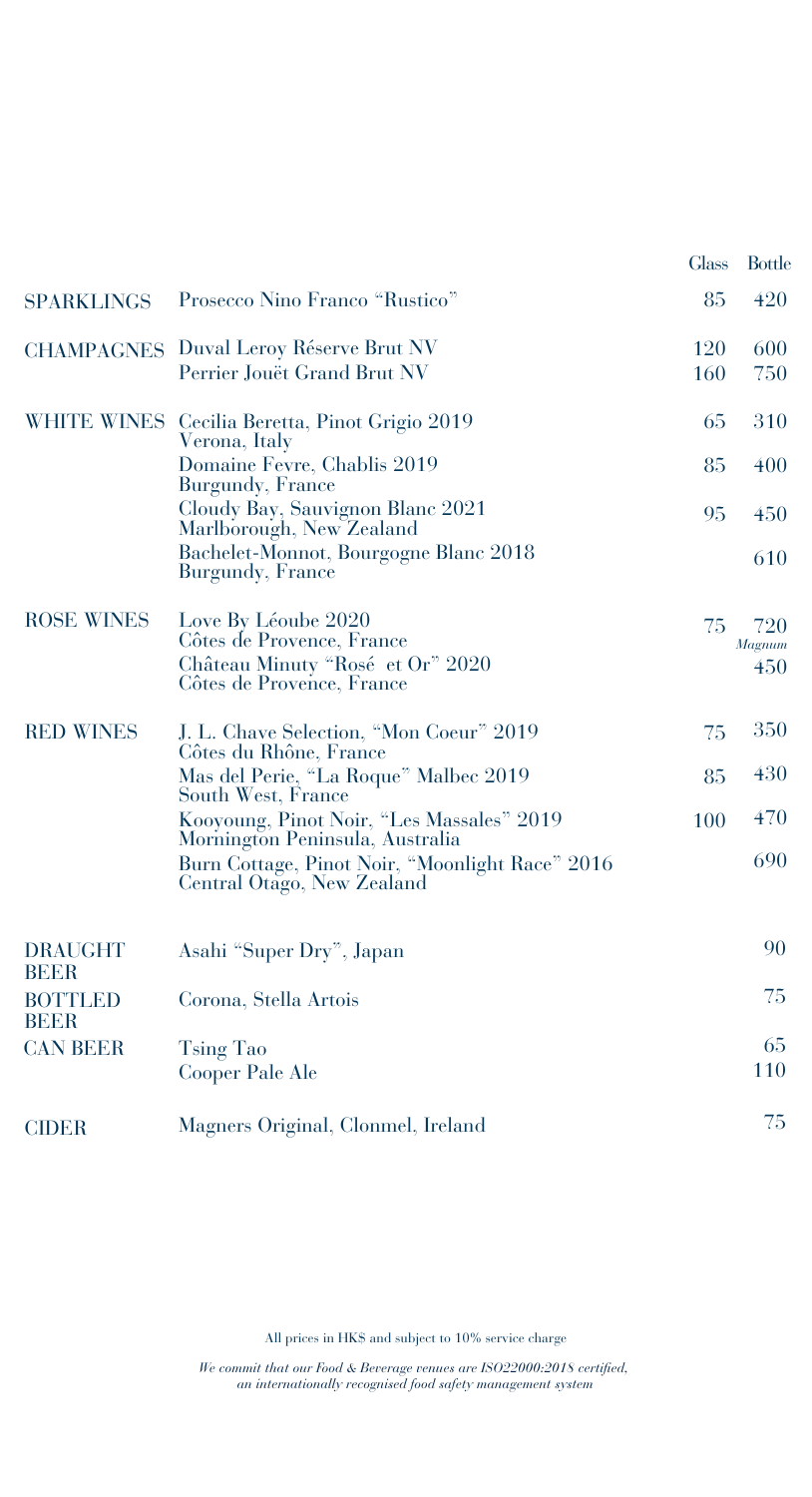| | | Glass | Bottle |
|---|---|---|---|
| SPARKLINGS | Prosecco Nino Franco "Rustico" | 85 | 420 |
| CHAMPAGNES | Duval Leroy Réserve Brut NV | 120 | 600 |
| | Perrier Jouët Grand Brut NV | 160 | 750 |
| WHITE WINES | Cecilia Beretta, Pinot Grigio 2019<br>Verona, Italy | 65 | 310 |
| | Domaine Fevre, Chablis 2019<br>Burgundy, France | 85 | 400 |
| | Cloudy Bay, Sauvignon Blanc 2021<br>Marlborough, New Zealand | 95 | 450 |
| | Bachelet-Monnot, Bourgogne Blanc 2018<br>Burgundy, France | | 610 |
| ROSE WINES | Love By Léoube 2020<br>Côtes de Provence, France | 75 | 720<br>*Magnum* |
| | Château Minuty "Rosé et Or" 2020<br>Côtes de Provence, France | | 450 |
| RED WINES | J. L. Chave Selection, "Mon Coeur" 2019<br>Côtes du Rhône, France | 75 | 350 |
| | Mas del Perie, "La Roque" Malbec 2019<br>South West, France | 85 | 430 |
| | Kooyoung, Pinot Noir, "Les Massales" 2019<br>Mornington Peninsula, Australia | 100 | 470 |
| | Burn Cottage, Pinot Noir, "Moonlight Race" 2016<br>Central Otago, New Zealand | | 690 |
| DRAUGHT BEER | Asahi "Super Dry", Japan | | 90 |
| BOTTLED BEER | Corona, Stella Artois | | 75 |
| CAN BEER | Tsing Tao | | 65 |
| | Cooper Pale Ale | | 110 |
| CIDER | Magners Original, Clonmel, Ireland | | 75 |

All prices in HK$ and subject to 10% service charge

*We commit that our Food & Beverage venues are ISO22000:2018 certified, an internationally recognised food safety management system*